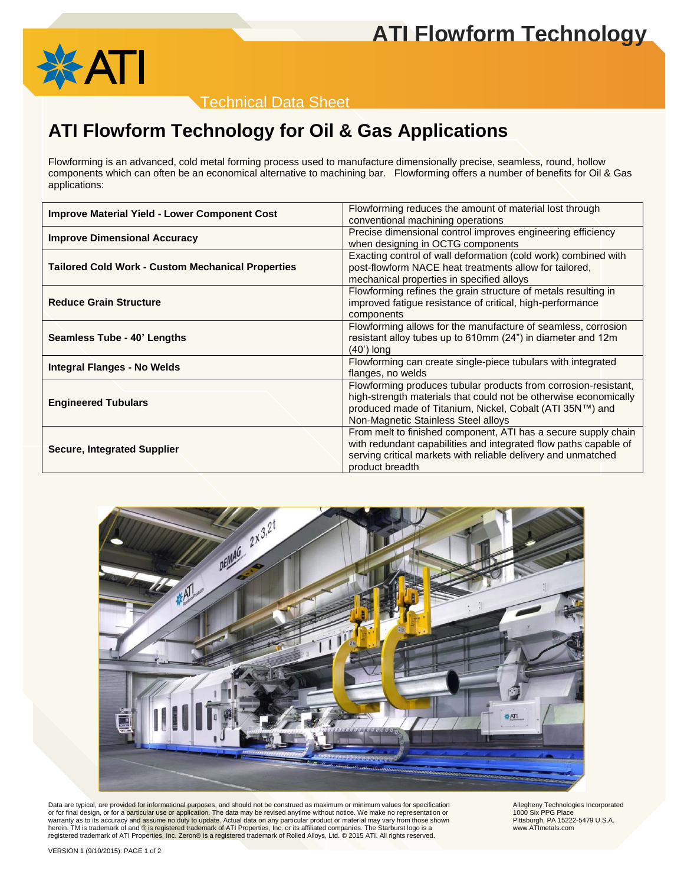# ATI Flowform Technology

Technical Data Sheet

## ATI Flowform Technology for Oil & Gas Applications

Flowforming is an advanced, cold metal forming process used to manufacture dimensionally precise, seamless, round, hollow components which can often be an economical alternative to machining bar. Flowforming offers a number of benefits for Oil & Gas applications:

| | |
|---|---|
| **Improve Material Yield - Lower Component Cost** | Flowforming reduces the amount of material lost through conventional machining operations |
| **Improve Dimensional Accuracy** | Precise dimensional control improves engineering efficiency when designing in OCTG components |
| **Tailored Cold Work - Custom Mechanical Properties** | Exacting control of wall deformation (cold work) combined with post-flowform NACE heat treatments allow for tailored, mechanical properties in specified alloys |
| **Reduce Grain Structure** | Flowforming refines the grain structure of metals resulting in improved fatigue resistance of critical, high-performance components |
| **Seamless Tube - 40' Lengths** | Flowforming allows for the manufacture of seamless, corrosion resistant alloy tubes up to 610mm (24") in diameter and 12m (40') long |
| **Integral Flanges - No Welds** | Flowforming can create single-piece tubulars with integrated flanges, no welds |
| **Engineered Tubulars** | Flowforming produces tubular products from corrosion-resistant, high-strength materials that could not be otherwise economically produced made of Titanium, Nickel, Cobalt (ATI 35N™) and Non-Magnetic Stainless Steel alloys |
| **Secure, Integrated Supplier** | From melt to finished component, ATI has a secure supply chain with redundant capabilities and integrated flow paths capable of serving critical markets with reliable delivery and unmatched product breadth |

Data are typical, are provided for informational purposes, and should not be construed as maximum or minimum values for specification or for final design, or for a particular use or application. The data may be revised anytime without notice. We make no representation or warranty as to its accuracy and assume no duty to update. Actual data on any particular product or material may vary from those shown herein. TM is trademark of and ® is registered trademark of ATI Properties, Inc. or its affiliated companies. The Starburst logo is a registered trademark of ATI Properties, Inc. Zeron® is a registered trademark of Rolled Alloys, Ltd. © 2015 ATI. All rights reserved.

Allegheny Technologies Incorporated
1000 Six PPG Place
Pittsburgh, PA 15222-5479 U.S.A.
www.ATImetals.com

VERSION 1 (9/10/2015)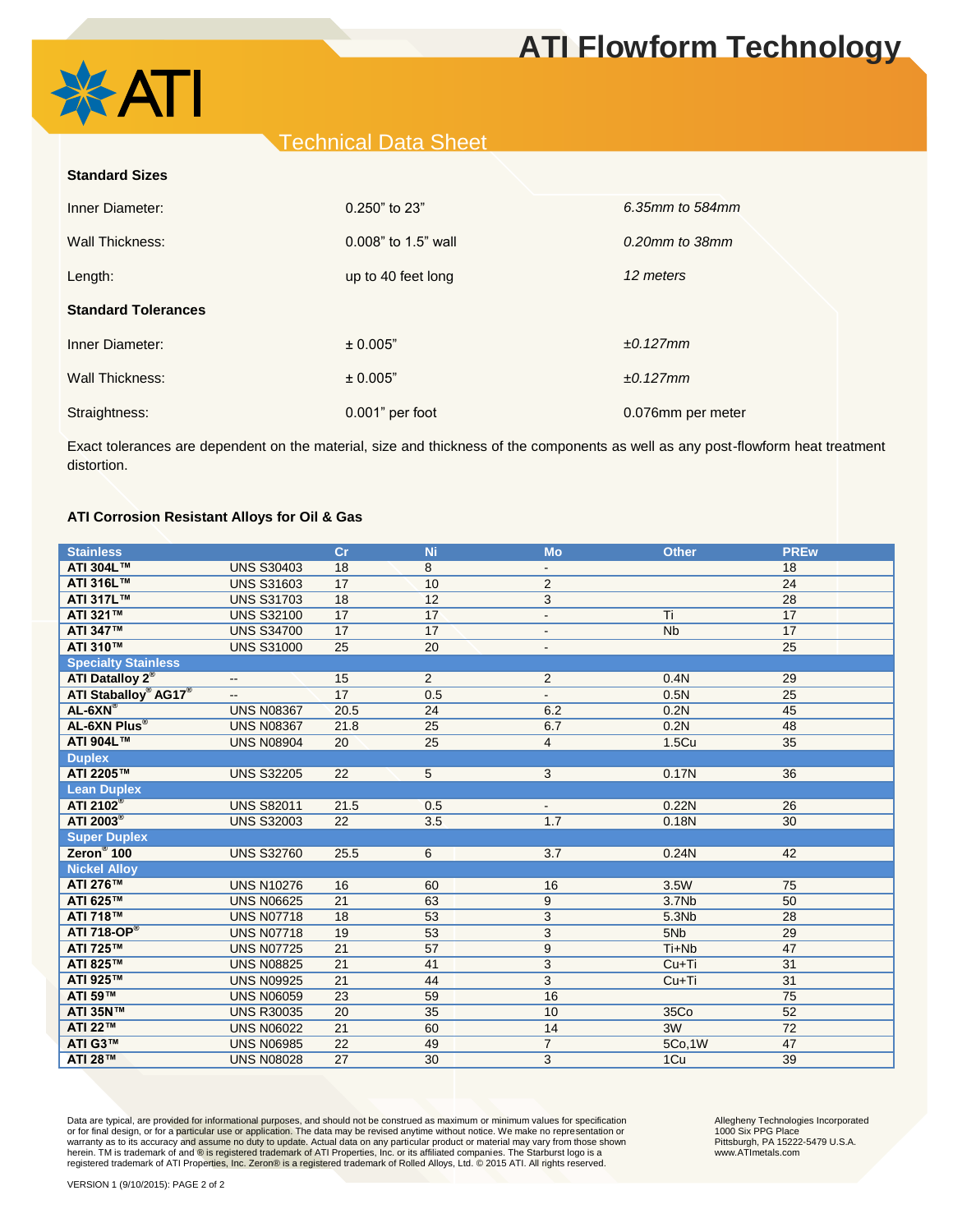# ATI Flowform Technology

## Technical Data Sheet

**Standard Sizes**

| | | |
|---|---|---|
| Inner Diameter: | 0.250" to 23" | *6.35mm to 584mm* |
| Wall Thickness: | 0.008" to 1.5" wall | *0.20mm to 38mm* |
| Length: | up to 40 feet long | *12 meters* |

**Standard Tolerances**

| | | |
|---|---|---|
| Inner Diameter: | ± 0.005" | *±0.127mm* |
| Wall Thickness: | ± 0.005" | *±0.127mm* |
| Straightness: | 0.001" per foot | 0.076mm per meter |

Exact tolerances are dependent on the material, size and thickness of the components as well as any post-flowform heat treatment distortion.

**ATI Corrosion Resistant Alloys for Oil & Gas**

| Stainless | | Cr | Ni | Mo | Other | PREw |
|---|---|---|---|---|---|---|
| **ATI 304L™** | UNS S30403 | 18 | 8 | - | | 18 |
| **ATI 316L™** | UNS S31603 | 17 | 10 | 2 | | 24 |
| **ATI 317L™** | UNS S31703 | 18 | 12 | 3 | | 28 |
| **ATI 321™** | UNS S32100 | 17 | 17 | - | Ti | 17 |
| **ATI 347™** | UNS S34700 | 17 | 17 | - | Nb | 17 |
| **ATI 310™** | UNS S31000 | 25 | 20 | - | | 25 |
| **Specialty Stainless** | | | | | | |
| **ATI Datalloy 2®** | -- | 15 | 2 | 2 | 0.4N | 29 |
| **ATI Staballoy® AG17®** | -- | 17 | 0.5 | - | 0.5N | 25 |
| **AL-6XN®** | UNS N08367 | 20.5 | 24 | 6.2 | 0.2N | 45 |
| **AL-6XN Plus®** | UNS N08367 | 21.8 | 25 | 6.7 | 0.2N | 48 |
| **ATI 904L™** | UNS N08904 | 20 | 25 | 4 | 1.5Cu | 35 |
| **Duplex** | | | | | | |
| **ATI 2205™** | UNS S32205 | 22 | 5 | 3 | 0.17N | 36 |
| **Lean Duplex** | | | | | | |
| **ATI 2102®** | UNS S82011 | 21.5 | 0.5 | - | 0.22N | 26 |
| **ATI 2003®** | UNS S32003 | 22 | 3.5 | 1.7 | 0.18N | 30 |
| **Super Duplex** | | | | | | |
| **Zeron® 100** | UNS S32760 | 25.5 | 6 | 3.7 | 0.24N | 42 |
| **Nickel Alloy** | | | | | | |
| **ATI 276™** | UNS N10276 | 16 | 60 | 16 | 3.5W | 75 |
| **ATI 625™** | UNS N06625 | 21 | 63 | 9 | 3.7Nb | 50 |
| **ATI 718™** | UNS N07718 | 18 | 53 | 3 | 5.3Nb | 28 |
| **ATI 718-OP®** | UNS N07718 | 19 | 53 | 3 | 5Nb | 29 |
| **ATI 725™** | UNS N07725 | 21 | 57 | 9 | Ti+Nb | 47 |
| **ATI 825™** | UNS N08825 | 21 | 41 | 3 | Cu+Ti | 31 |
| **ATI 925™** | UNS N09925 | 21 | 44 | 3 | Cu+Ti | 31 |
| **ATI 59™** | UNS N06059 | 23 | 59 | 16 | | 75 |
| **ATI 35N™** | UNS R30035 | 20 | 35 | 10 | 35Co | 52 |
| **ATI 22™** | UNS N06022 | 21 | 60 | 14 | 3W | 72 |
| **ATI G3™** | UNS N06985 | 22 | 49 | 7 | 5Co,1W | 47 |
| **ATI 28™** | UNS N08028 | 27 | 30 | 3 | 1Cu | 39 |

Data are typical, are provided for informational purposes, and should not be construed as maximum or minimum values for specification or for final design, or for a particular use or application. The data may be revised anytime without notice. We make no representation or warranty as to its accuracy and assume no duty to update. Actual data on any particular product or material may vary from those shown herein. TM is trademark of and ® is registered trademark of ATI Properties, Inc. or its affiliated companies. The Starburst logo is a registered trademark of ATI Properties, Inc. Zeron® is a registered trademark of Rolled Alloys, Ltd. © 2015 ATI. All rights reserved.

Allegheny Technologies Incorporated
1000 Six PPG Place
Pittsburgh, PA 15222-5479 U.S.A.
www.ATImetals.com

VERSION 1 (9/10/2015): PAGE 2 of 2